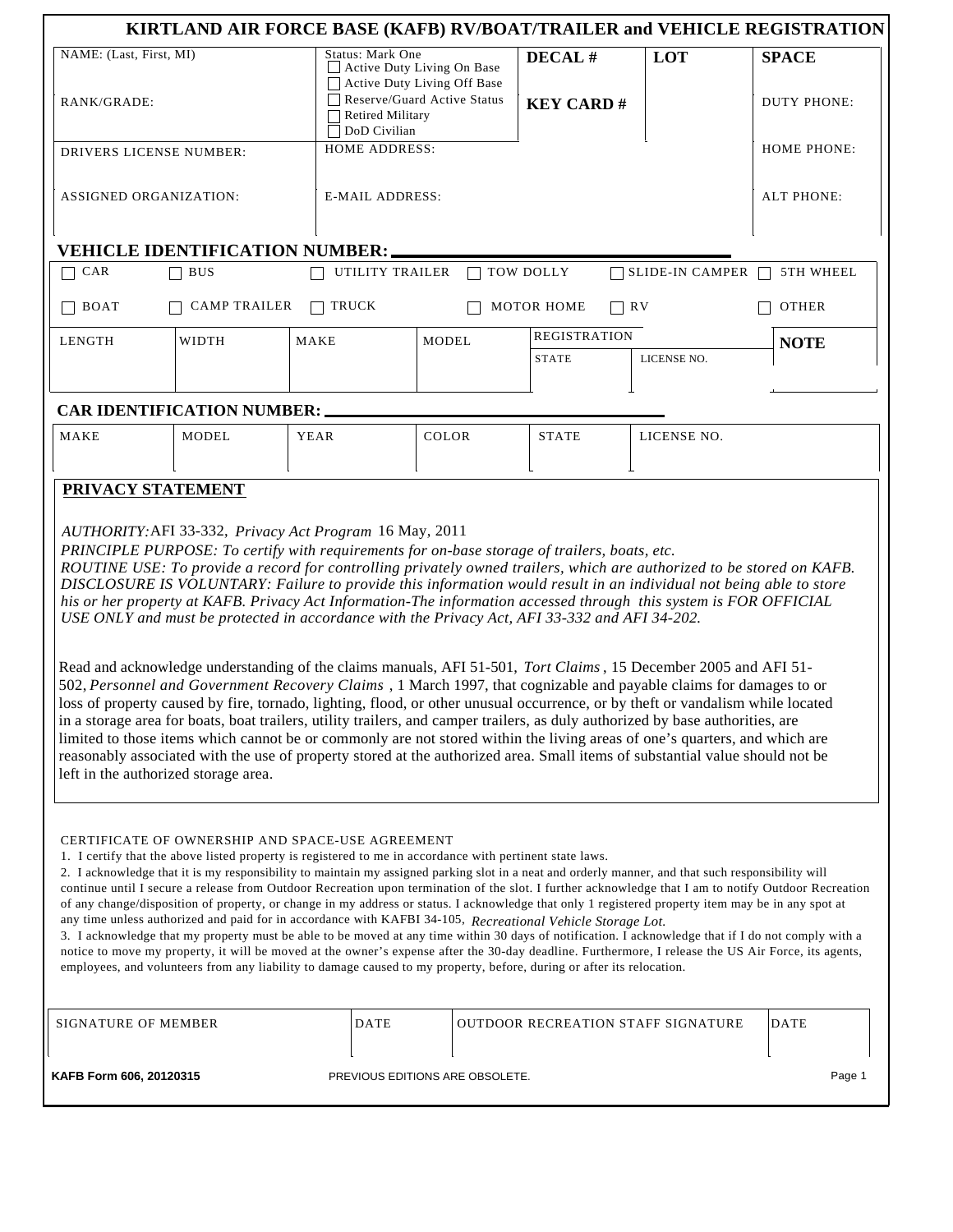# KIRTLAND AIR FORCE BASE (KAFB) RV/BOAT/TRAILER and VEHICLE REGISTRATION

| NAME: (Last, First, MI) | Status: Mark One | DECAL # | LOT | SPACE |
|---|---|---|---|---|
| RANK/GRADE: | ☐ Active Duty Living On Base<br>☐ Active Duty Living Off Base<br>☐ Reserve/Guard Active Status<br>☐ Retired Military<br>☐ DoD Civilian | KEY CARD # | | DUTY PHONE: |
| DRIVERS LICENSE NUMBER: | HOME ADDRESS: | | | HOME PHONE: |
| ASSIGNED ORGANIZATION: | E-MAIL ADDRESS: | | | ALT PHONE: |

## VEHICLE IDENTIFICATION NUMBER: ______________________

☐ CAR ☐ BUS ☐ UTILITY TRAILER ☐ TOW DOLLY ☐ SLIDE-IN CAMPER ☐ 5TH WHEEL

☐ BOAT ☐ CAMP TRAILER ☐ TRUCK ☐ MOTOR HOME ☐ RV ☐ OTHER

| LENGTH | WIDTH | MAKE | MODEL | REGISTRATION | | NOTE |
|---|---|---|---|---|---|---|
| | | | | STATE | LICENSE NO. | |
| | | | | | | |

## CAR IDENTIFICATION NUMBER: ______________________

| MAKE | MODEL | YEAR | COLOR | STATE | LICENSE NO. |
|---|---|---|---|---|---|
| | | | | | |

## PRIVACY STATEMENT

*AUTHORITY:* AFI 33-332, *Privacy Act Program* 16 May, 2011
*PRINCIPLE PURPOSE: To certify with requirements for on-base storage of trailers, boats, etc.*
*ROUTINE USE: To provide a record for controlling privately owned trailers, which are authorized to be stored on KAFB.*
*DISCLOSURE IS VOLUNTARY: Failure to provide this information would result in an individual not being able to store his or her property at KAFB. Privacy Act Information-The information accessed through this system is FOR OFFICIAL USE ONLY and must be protected in accordance with the Privacy Act, AFI 33-332 and AFI 34-202.*

Read and acknowledge understanding of the claims manuals, AFI 51-501, *Tort Claims*, 15 December 2005 and AFI 51-502, *Personnel and Government Recovery Claims*, 1 March 1997, that cognizable and payable claims for damages to or loss of property caused by fire, tornado, lighting, flood, or other unusual occurrence, or by theft or vandalism while located in a storage area for boats, boat trailers, utility trailers, and camper trailers, as duly authorized by base authorities, are limited to those items which cannot be or commonly are not stored within the living areas of one's quarters, and which are reasonably associated with the use of property stored at the authorized area. Small items of substantial value should not be left in the authorized storage area.

CERTIFICATE OF OWNERSHIP AND SPACE-USE AGREEMENT

1. I certify that the above listed property is registered to me in accordance with pertinent state laws.
2. I acknowledge that it is my responsibility to maintain my assigned parking slot in a neat and orderly manner, and that such responsibility will continue until I secure a release from Outdoor Recreation upon termination of the slot. I further acknowledge that I am to notify Outdoor Recreation of any change/disposition of property, or change in my address or status. I acknowledge that only 1 registered property item may be in any spot at any time unless authorized and paid for in accordance with KAFBI 34-105, *Recreational Vehicle Storage Lot.*
3. I acknowledge that my property must be able to be moved at any time within 30 days of notification. I acknowledge that if I do not comply with a notice to move my property, it will be moved at the owner's expense after the 30-day deadline. Furthermore, I release the US Air Force, its agents, employees, and volunteers from any liability to damage caused to my property, before, during or after its relocation.

| SIGNATURE OF MEMBER | DATE | OUTDOOR RECREATION STAFF SIGNATURE | DATE |
|---|---|---|---|
| | | | |

KAFB Form 606, 20120315 PREVIOUS EDITIONS ARE OBSOLETE.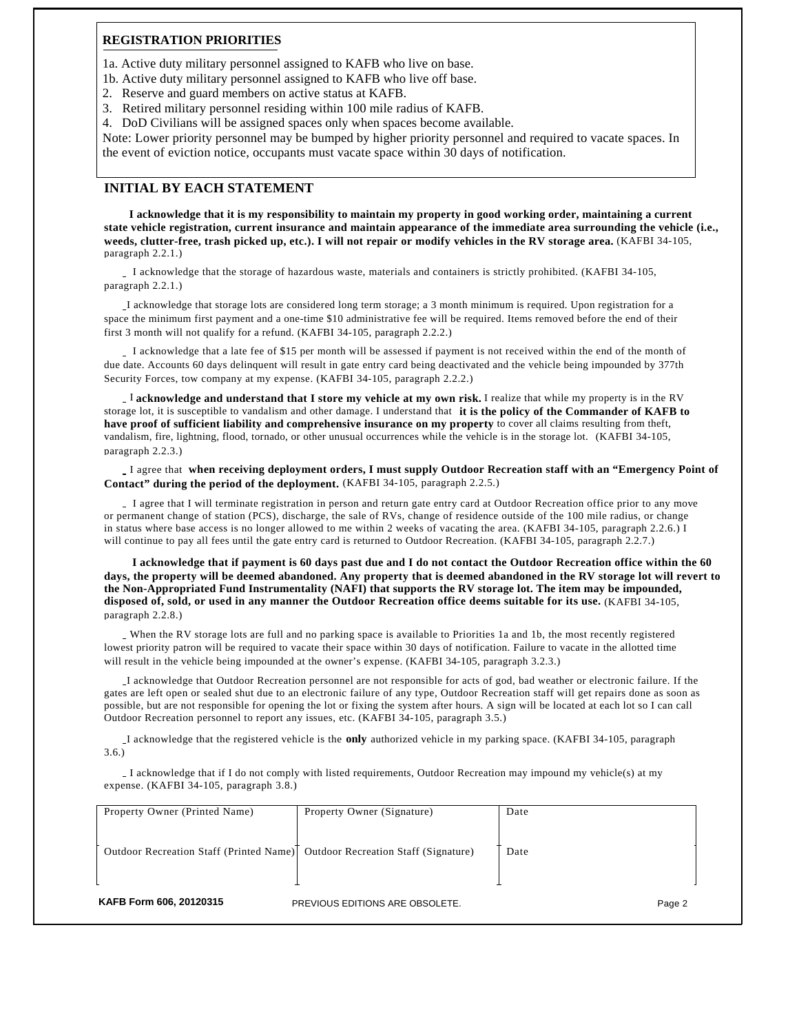## REGISTRATION PRIORITIES

1a. Active duty military personnel assigned to KAFB who live on base.
1b. Active duty military personnel assigned to KAFB who live off base.
2. Reserve and guard members on active status at KAFB.
3. Retired military personnel residing within 100 mile radius of KAFB.
4. DoD Civilians will be assigned spaces only when spaces become available.

Note: Lower priority personnel may be bumped by higher priority personnel and required to vacate spaces. In the event of eviction notice, occupants must vacate space within 30 days of notification.

## INITIAL BY EACH STATEMENT

**I acknowledge that it is my responsibility to maintain my property in good working order, maintaining a current state vehicle registration, current insurance and maintain appearance of the immediate area surrounding the vehicle (i.e., weeds, clutter-free, trash picked up, etc.). I will not repair or modify vehicles in the RV storage area.** (KAFBI 34-105, paragraph 2.2.1.)

_ I acknowledge that the storage of hazardous waste, materials and containers is strictly prohibited. (KAFBI 34-105, paragraph 2.2.1.)

_ I acknowledge that storage lots are considered long term storage; a 3 month minimum is required. Upon registration for a space the minimum first payment and a one-time $10 administrative fee will be required. Items removed before the end of their first 3 month will not qualify for a refund. (KAFBI 34-105, paragraph 2.2.2.)

_ I acknowledge that a late fee of $15 per month will be assessed if payment is not received within the end of the month of due date. Accounts 60 days delinquent will result in gate entry card being deactivated and the vehicle being impounded by 377th Security Forces, tow company at my expense. (KAFBI 34-105, paragraph 2.2.2.)

_ I **acknowledge and understand that I store my vehicle at my own risk.** I realize that while my property is in the RV storage lot, it is susceptible to vandalism and other damage. I understand that **it is the policy of the Commander of KAFB to have proof of sufficient liability and comprehensive insurance on my property** to cover all claims resulting from theft, vandalism, fire, lightning, flood, tornado, or other unusual occurrences while the vehicle is in the storage lot. (KAFBI 34-105, paragraph 2.2.3.)

_ I agree that **when receiving deployment orders, I must supply Outdoor Recreation staff with an "Emergency Point of Contact" during the period of the deployment.** (KAFBI 34-105, paragraph 2.2.5.)

_ I agree that I will terminate registration in person and return gate entry card at Outdoor Recreation office prior to any move or permanent change of station (PCS), discharge, the sale of RVs, change of residence outside of the 100 mile radius, or change in status where base access is no longer allowed to me within 2 weeks of vacating the area. (KAFBI 34-105, paragraph 2.2.6.) I will continue to pay all fees until the gate entry card is returned to Outdoor Recreation. (KAFBI 34-105, paragraph 2.2.7.)

**I acknowledge that if payment is 60 days past due and I do not contact the Outdoor Recreation office within the 60 days, the property will be deemed abandoned. Any property that is deemed abandoned in the RV storage lot will revert to the Non-Appropriated Fund Instrumentality (NAFI) that supports the RV storage lot. The item may be impounded, disposed of, sold, or used in any manner the Outdoor Recreation office deems suitable for its use.** (KAFBI 34-105, paragraph 2.2.8.)

_ When the RV storage lots are full and no parking space is available to Priorities 1a and 1b, the most recently registered lowest priority patron will be required to vacate their space within 30 days of notification. Failure to vacate in the allotted time will result in the vehicle being impounded at the owner's expense. (KAFBI 34-105, paragraph 3.2.3.)

_ I acknowledge that Outdoor Recreation personnel are not responsible for acts of god, bad weather or electronic failure. If the gates are left open or sealed shut due to an electronic failure of any type, Outdoor Recreation staff will get repairs done as soon as possible, but are not responsible for opening the lot or fixing the system after hours. A sign will be located at each lot so I can call Outdoor Recreation personnel to report any issues, etc. (KAFBI 34-105, paragraph 3.5.)

_ I acknowledge that the registered vehicle is the **only** authorized vehicle in my parking space. (KAFBI 34-105, paragraph 3.6.)

_ I acknowledge that if I do not comply with listed requirements, Outdoor Recreation may impound my vehicle(s) at my expense. (KAFBI 34-105, paragraph 3.8.)

| | | |
|---|---|---|
| Property Owner (Printed Name) | Property Owner (Signature) | Date |
| Outdoor Recreation Staff (Printed Name) | Outdoor Recreation Staff (Signature) | Date |

KAFB Form 606, 20120315 PREVIOUS EDITIONS ARE OBSOLETE.